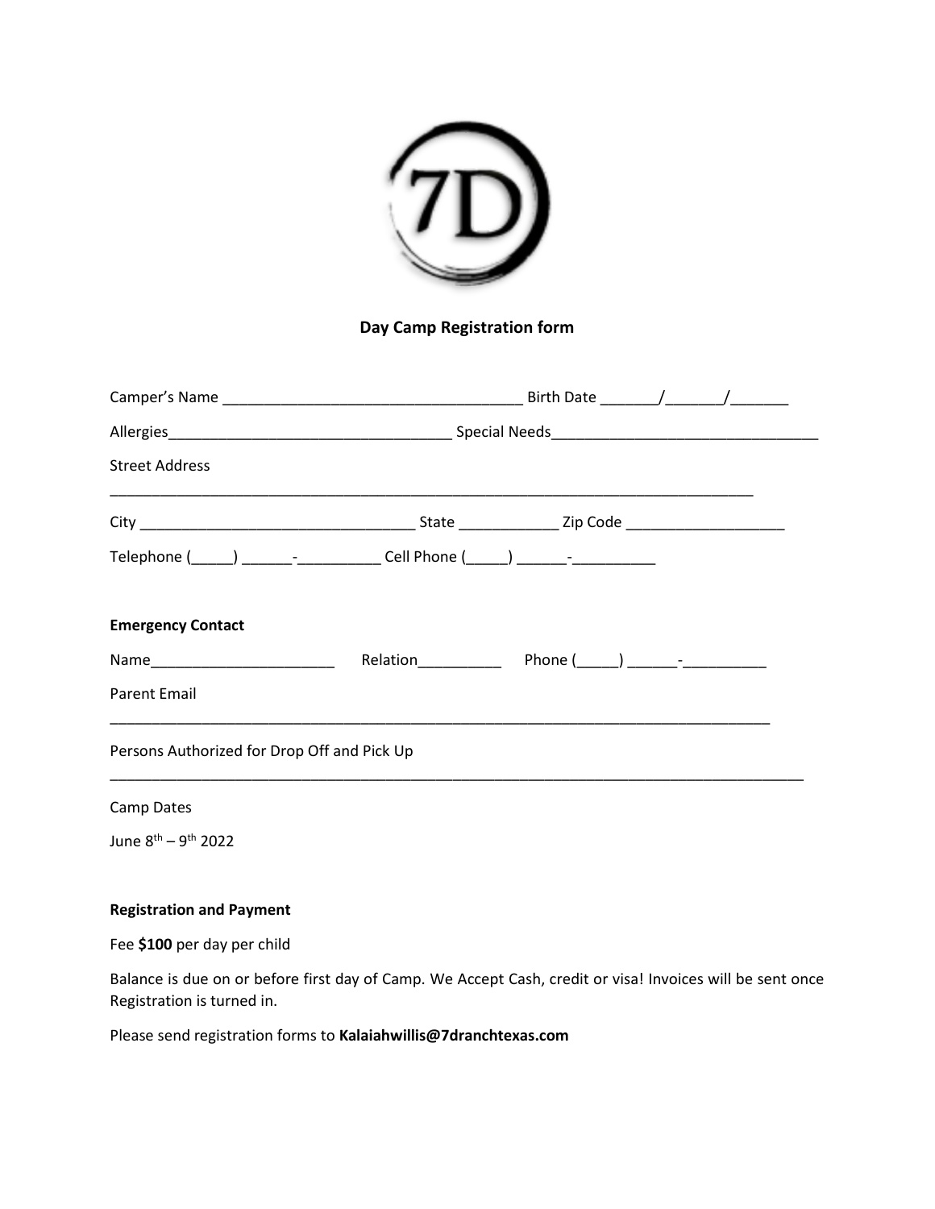7D

# Day Camp Registration form

Camper's Name ___________________________________ Birth Date _______/_______/_______

Allergies_________________________________ Special Needs_______________________________

Street Address

_____________________________________________________________________________

City _______________________________ State ___________ Zip Code __________________

Telephone (_____) ______-__________ Cell Phone (_____) ______-__________

**Emergency Contact**

Name_____________________ Relation__________ Phone (_____) ______-__________

Parent Email

_____________________________________________________________________________

Persons Authorized for Drop Off and Pick Up

_____________________________________________________________________________

Camp Dates

June 8th – 9th 2022

**Registration and Payment**

Fee **$100** per day per child

Balance is due on or before first day of Camp. We Accept Cash, credit or visa! Invoices will be sent once Registration is turned in.

Please send registration forms to **Kalaiahwillis@7dranchtexas.com**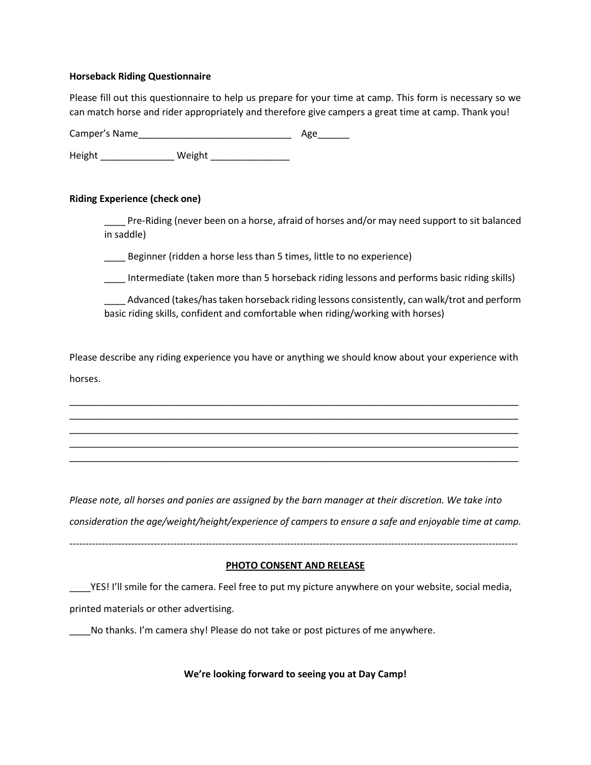**Horseback Riding Questionnaire**

Please fill out this questionnaire to help us prepare for your time at camp. This form is necessary so we can match horse and rider appropriately and therefore give campers a great time at camp. Thank you!

Camper's Name______________________________ Age______

Height ______________ Weight _______________

**Riding Experience (check one)**

____ Pre-Riding (never been on a horse, afraid of horses and/or may need support to sit balanced in saddle)

____ Beginner (ridden a horse less than 5 times, little to no experience)

____ Intermediate (taken more than 5 horseback riding lessons and performs basic riding skills)

____ Advanced (takes/has taken horseback riding lessons consistently, can walk/trot and perform basic riding skills, confident and comfortable when riding/working with horses)

Please describe any riding experience you have or anything we should know about your experience with horses.

_____________________________________________________________________________________________
_____________________________________________________________________________________________
_____________________________________________________________________________________________
_____________________________________________________________________________________________
_____________________________________________________________________________________________

*Please note, all horses and ponies are assigned by the barn manager at their discretion. We take into consideration the age/weight/height/experience of campers to ensure a safe and enjoyable time at camp.*

---

**PHOTO CONSENT AND RELEASE**

____YES! I'll smile for the camera. Feel free to put my picture anywhere on your website, social media, printed materials or other advertising.

____No thanks. I'm camera shy! Please do not take or post pictures of me anywhere.

**We're looking forward to seeing you at Day Camp!**